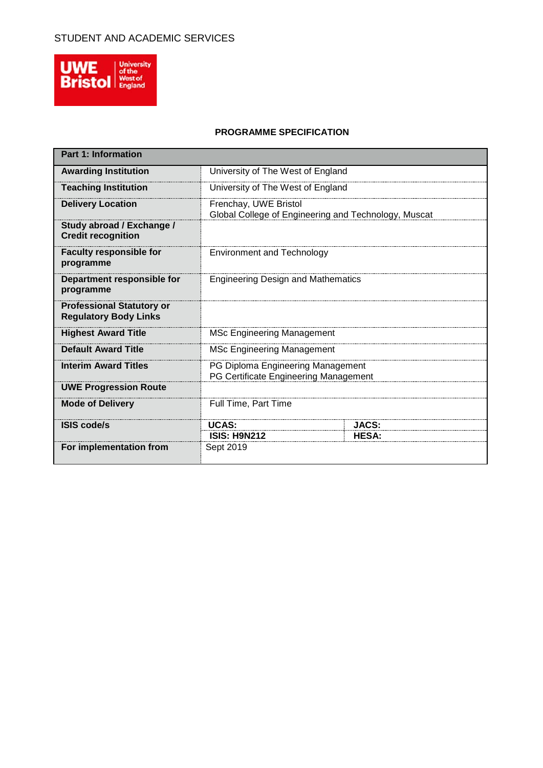STUDENT AND ACADEMIC SERVICES

**PROGRAMME SPECIFICATION**

| **Part 1: Information** | | |
|---|---|---|
| **Awarding Institution** | University of The West of England | |
| **Teaching Institution** | University of The West of England | |
| **Delivery Location** | Frenchay, UWE Bristol<br>Global College of Engineering and Technology, Muscat | |
| **Study abroad / Exchange / Credit recognition** | | |
| **Faculty responsible for programme** | Environment and Technology | |
| **Department responsible for programme** | Engineering Design and Mathematics | |
| **Professional Statutory or Regulatory Body Links** | | |
| **Highest Award Title** | MSc Engineering Management | |
| **Default Award Title** | MSc Engineering Management | |
| **Interim Award Titles** | PG Diploma Engineering Management<br>PG Certificate Engineering Management | |
| **UWE Progression Route** | | |
| **Mode of Delivery** | Full Time, Part Time | |
| **ISIS code/s** | **UCAS:** | **JACS:** |
| | **ISIS: H9N212** | **HESA:** |
| **For implementation from** | Sept 2019 | |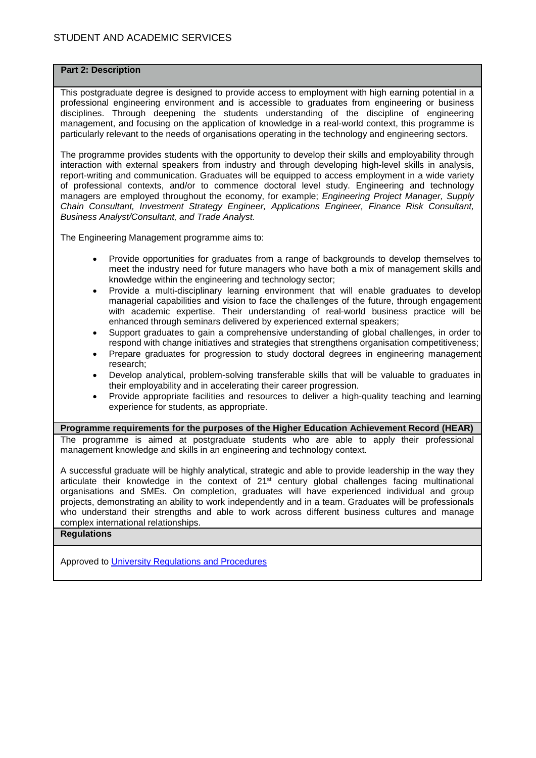## Part 2: Description

This postgraduate degree is designed to provide access to employment with high earning potential in a professional engineering environment and is accessible to graduates from engineering or business disciplines. Through deepening the students understanding of the discipline of engineering management, and focusing on the application of knowledge in a real-world context, this programme is particularly relevant to the needs of organisations operating in the technology and engineering sectors.

The programme provides students with the opportunity to develop their skills and employability through interaction with external speakers from industry and through developing high-level skills in analysis, report-writing and communication. Graduates will be equipped to access employment in a wide variety of professional contexts, and/or to commence doctoral level study. Engineering and technology managers are employed throughout the economy, for example; *Engineering Project Manager, Supply Chain Consultant, Investment Strategy Engineer, Applications Engineer, Finance Risk Consultant, Business Analyst/Consultant, and Trade Analyst.*

The Engineering Management programme aims to:

- Provide opportunities for graduates from a range of backgrounds to develop themselves to meet the industry need for future managers who have both a mix of management skills and knowledge within the engineering and technology sector;
- Provide a multi-disciplinary learning environment that will enable graduates to develop managerial capabilities and vision to face the challenges of the future, through engagement with academic expertise. Their understanding of real-world business practice will be enhanced through seminars delivered by experienced external speakers;
- Support graduates to gain a comprehensive understanding of global challenges, in order to respond with change initiatives and strategies that strengthens organisation competitiveness;
- Prepare graduates for progression to study doctoral degrees in engineering management research;
- Develop analytical, problem-solving transferable skills that will be valuable to graduates in their employability and in accelerating their career progression.
- Provide appropriate facilities and resources to deliver a high-quality teaching and learning experience for students, as appropriate.

### Programme requirements for the purposes of the Higher Education Achievement Record (HEAR)

The programme is aimed at postgraduate students who are able to apply their professional management knowledge and skills in an engineering and technology context.

A successful graduate will be highly analytical, strategic and able to provide leadership in the way they articulate their knowledge in the context of 21st century global challenges facing multinational organisations and SMEs. On completion, graduates will have experienced individual and group projects, demonstrating an ability to work independently and in a team. Graduates will be professionals who understand their strengths and able to work across different business cultures and manage complex international relationships.

### Regulations

Approved to University Regulations and Procedures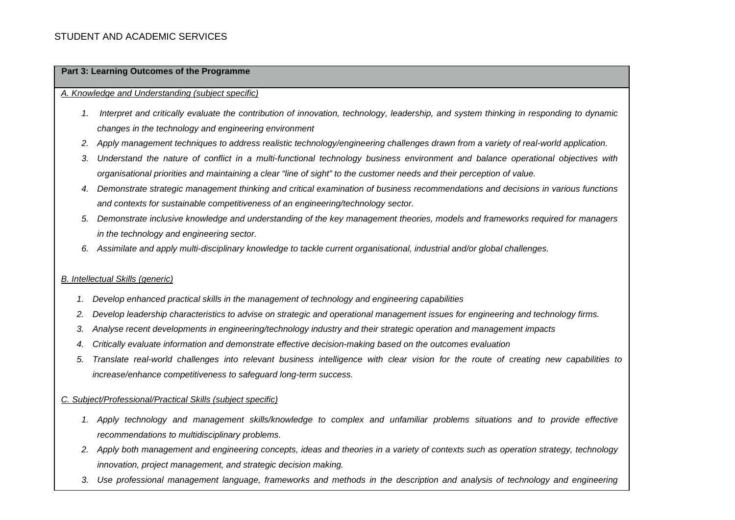STUDENT AND ACADEMIC SERVICES

**Part 3: Learning Outcomes of the Programme**

*A. Knowledge and Understanding (subject specific)*

1. *Interpret and critically evaluate the contribution of innovation, technology, leadership, and system thinking in responding to dynamic changes in the technology and engineering environment*
2. *Apply management techniques to address realistic technology/engineering challenges drawn from a variety of real-world application.*
3. *Understand the nature of conflict in a multi-functional technology business environment and balance operational objectives with organisational priorities and maintaining a clear "line of sight" to the customer needs and their perception of value.*
4. *Demonstrate strategic management thinking and critical examination of business recommendations and decisions in various functions and contexts for sustainable competitiveness of an engineering/technology sector.*
5. *Demonstrate inclusive knowledge and understanding of the key management theories, models and frameworks required for managers in the technology and engineering sector.*
6. *Assimilate and apply multi-disciplinary knowledge to tackle current organisational, industrial and/or global challenges.*

*B. Intellectual Skills (generic)*

1. *Develop enhanced practical skills in the management of technology and engineering capabilities*
2. *Develop leadership characteristics to advise on strategic and operational management issues for engineering and technology firms.*
3. *Analyse recent developments in engineering/technology industry and their strategic operation and management impacts*
4. *Critically evaluate information and demonstrate effective decision-making based on the outcomes evaluation*
5. *Translate real-world challenges into relevant business intelligence with clear vision for the route of creating new capabilities to increase/enhance competitiveness to safeguard long-term success.*

*C. Subject/Professional/Practical Skills (subject specific)*

1. *Apply technology and management skills/knowledge to complex and unfamiliar problems situations and to provide effective recommendations to multidisciplinary problems.*
2. *Apply both management and engineering concepts, ideas and theories in a variety of contexts such as operation strategy, technology innovation, project management, and strategic decision making.*
3. *Use professional management language, frameworks and methods in the description and analysis of technology and engineering*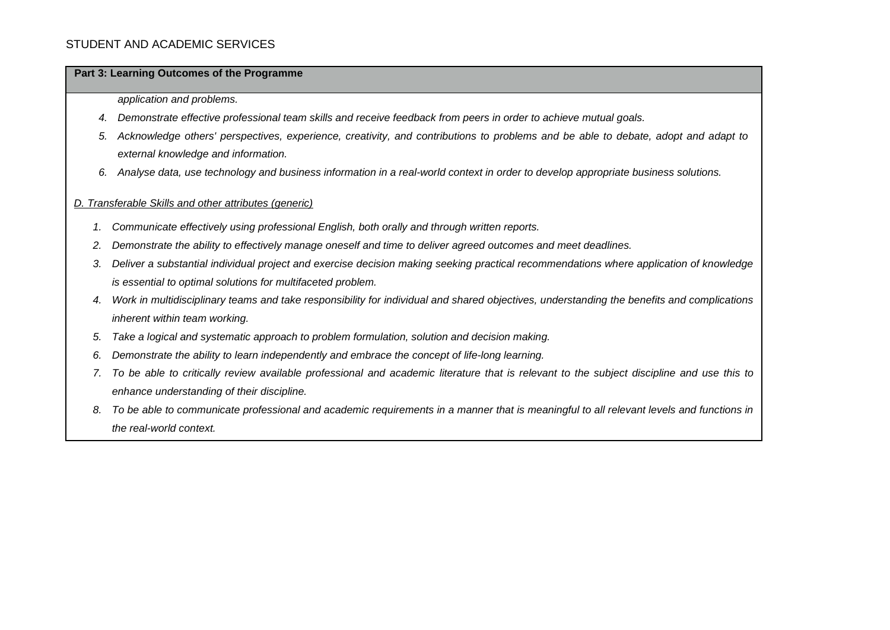**Part 3: Learning Outcomes of the Programme**

*application and problems.*

4. *Demonstrate effective professional team skills and receive feedback from peers in order to achieve mutual goals.*
5. *Acknowledge others' perspectives, experience, creativity, and contributions to problems and be able to debate, adopt and adapt to external knowledge and information.*
6. *Analyse data, use technology and business information in a real-world context in order to develop appropriate business solutions.*

*D. Transferable Skills and other attributes (generic)*

1. *Communicate effectively using professional English, both orally and through written reports.*
2. *Demonstrate the ability to effectively manage oneself and time to deliver agreed outcomes and meet deadlines.*
3. *Deliver a substantial individual project and exercise decision making seeking practical recommendations where application of knowledge is essential to optimal solutions for multifaceted problem.*
4. *Work in multidisciplinary teams and take responsibility for individual and shared objectives, understanding the benefits and complications inherent within team working.*
5. *Take a logical and systematic approach to problem formulation, solution and decision making.*
6. *Demonstrate the ability to learn independently and embrace the concept of life-long learning.*
7. *To be able to critically review available professional and academic literature that is relevant to the subject discipline and use this to enhance understanding of their discipline.*
8. *To be able to communicate professional and academic requirements in a manner that is meaningful to all relevant levels and functions in the real-world context.*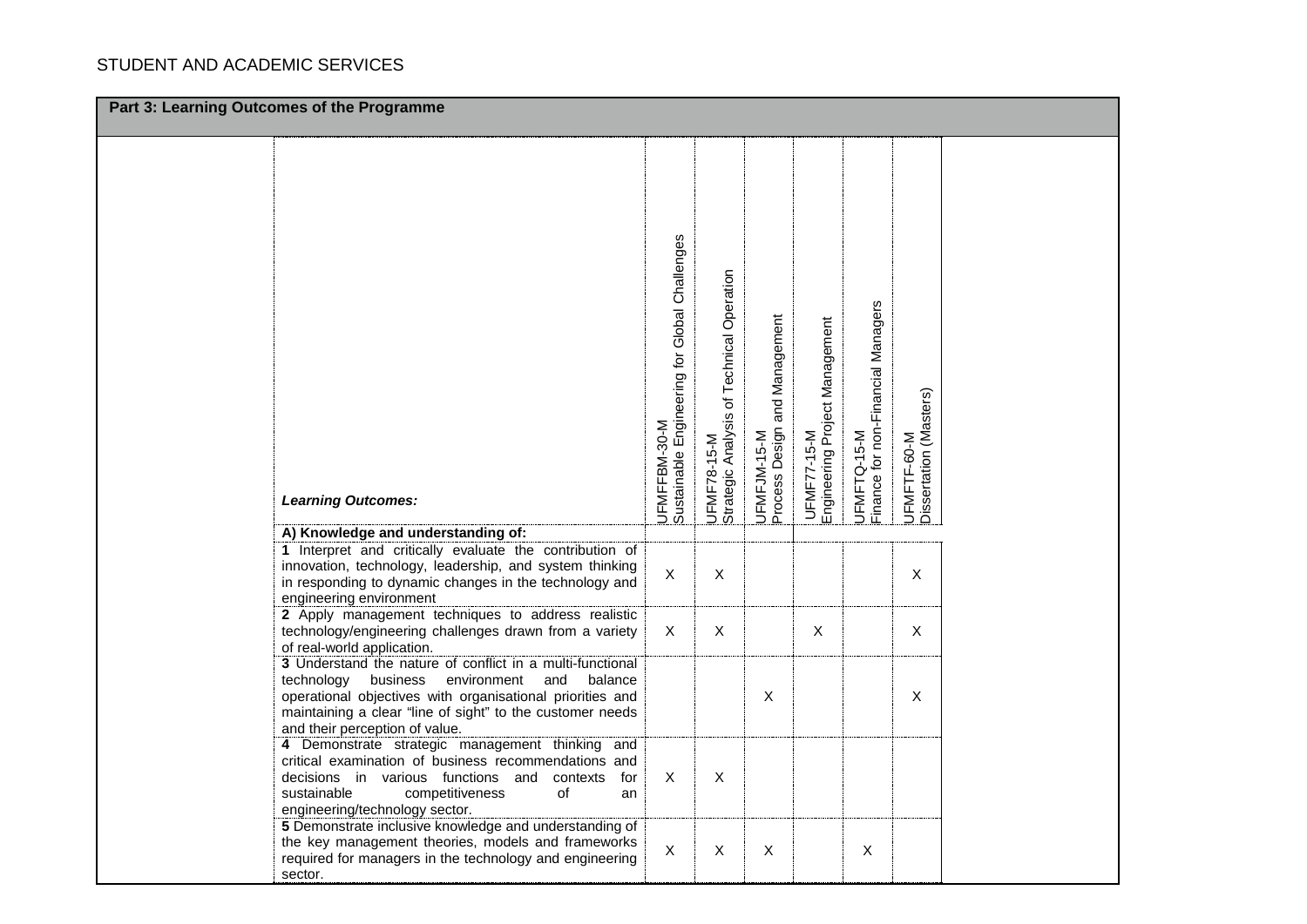STUDENT AND ACADEMIC SERVICES

## Part 3: Learning Outcomes of the Programme

| *Learning Outcomes:* | UFMFFBM-30-M Sustainable Engineering for Global Challenges | UFMF78-15-M Strategic Analysis of Technical Operation | UFMFJM-15-M Process Design and Management | UFMF77-15-M Engineering Project Management | UFMFTQ-15-M Finance for non-Financial Managers | UFMFTF-60-M Dissertation (Masters) |
|---|---|---|---|---|---|---|
| **A) Knowledge and understanding of:** | | | | | | |
| **1** Interpret and critically evaluate the contribution of innovation, technology, leadership, and system thinking in responding to dynamic changes in the technology and engineering environment | X | X | | | | X |
| **2** Apply management techniques to address realistic technology/engineering challenges drawn from a variety of real-world application. | X | X | | X | | X |
| **3** Understand the nature of conflict in a multi-functional technology business environment and balance operational objectives with organisational priorities and maintaining a clear "line of sight" to the customer needs and their perception of value. | | | X | | | X |
| **4** Demonstrate strategic management thinking and critical examination of business recommendations and decisions in various functions and contexts for sustainable competitiveness of an engineering/technology sector. | X | X | | | | |
| **5** Demonstrate inclusive knowledge and understanding of the key management theories, models and frameworks required for managers in the technology and engineering sector. | X | X | X | | X | |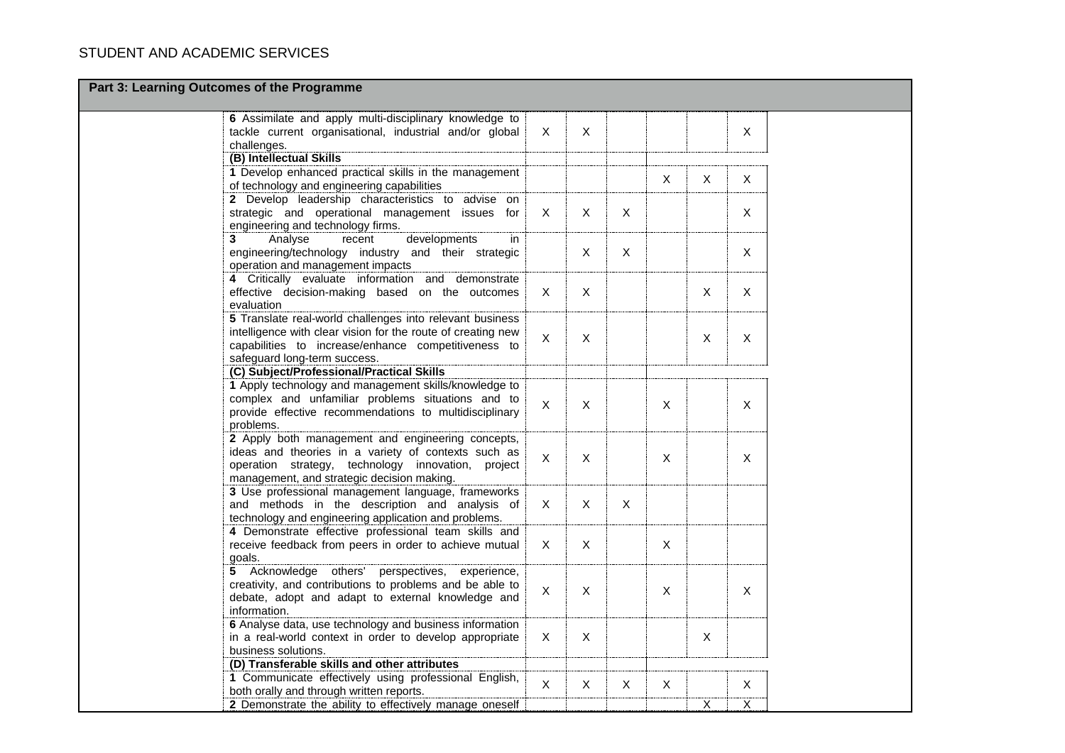STUDENT AND ACADEMIC SERVICES

## Part 3: Learning Outcomes of the Programme

| | | | | | | |
|---|---|---|---|---|---|---|
| **6** Assimilate and apply multi-disciplinary knowledge to tackle current organisational, industrial and/or global challenges. | X | X | | | | X |
| **(B) Intellectual Skills** | | | | | | |
| **1** Develop enhanced practical skills in the management of technology and engineering capabilities | | | | X | X | X |
| **2** Develop leadership characteristics to advise on strategic and operational management issues for engineering and technology firms. | X | X | X | | | X |
| **3** Analyse recent developments in engineering/technology industry and their strategic operation and management impacts | | X | X | | | X |
| **4** Critically evaluate information and demonstrate effective decision-making based on the outcomes evaluation | X | X | | | X | X |
| **5** Translate real-world challenges into relevant business intelligence with clear vision for the route of creating new capabilities to increase/enhance competitiveness to safeguard long-term success. | X | X | | | X | X |
| **(C) Subject/Professional/Practical Skills** | | | | | | |
| **1** Apply technology and management skills/knowledge to complex and unfamiliar problems situations and to provide effective recommendations to multidisciplinary problems. | X | X | | X | | X |
| **2** Apply both management and engineering concepts, ideas and theories in a variety of contexts such as operation strategy, technology innovation, project management, and strategic decision making. | X | X | | X | | X |
| **3** Use professional management language, frameworks and methods in the description and analysis of technology and engineering application and problems. | X | X | X | | | |
| **4** Demonstrate effective professional team skills and receive feedback from peers in order to achieve mutual goals. | X | X | | X | | |
| **5** Acknowledge others' perspectives, experience, creativity, and contributions to problems and be able to debate, adopt and adapt to external knowledge and information. | X | X | | X | | X |
| **6** Analyse data, use technology and business information in a real-world context in order to develop appropriate business solutions. | X | X | | | X | |
| **(D) Transferable skills and other attributes** | | | | | | |
| **1** Communicate effectively using professional English, both orally and through written reports. | X | X | X | X | | X |
| **2** Demonstrate the ability to effectively manage oneself | | | | | X | X |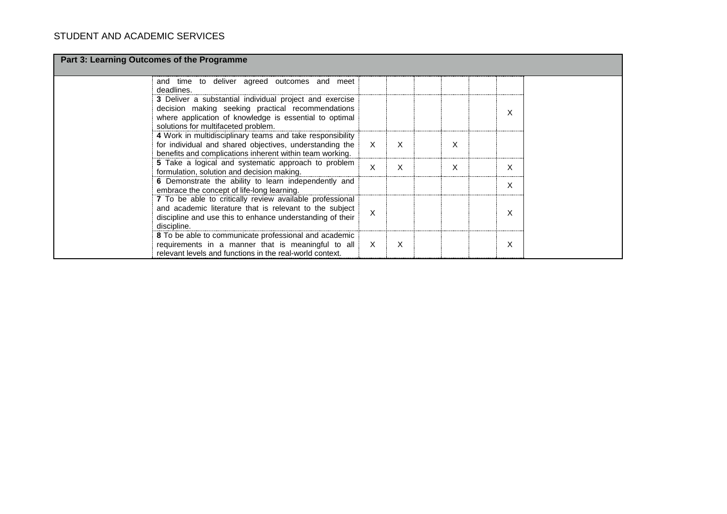STUDENT AND ACADEMIC SERVICES

| Part 3: Learning Outcomes of the Programme | | | | | | | | |
|---|---|---|---|---|---|---|---|---|
| | and time to deliver agreed outcomes and meet deadlines. | | | | | | | |
| | **3** Deliver a substantial individual project and exercise decision making seeking practical recommendations where application of knowledge is essential to optimal solutions for multifaceted problem. | | | | | | X | |
| | **4** Work in multidisciplinary teams and take responsibility for individual and shared objectives, understanding the benefits and complications inherent within team working. | X | X | | X | | | |
| | **5** Take a logical and systematic approach to problem formulation, solution and decision making. | X | X | | X | | X | |
| | **6** Demonstrate the ability to learn independently and embrace the concept of life-long learning. | | | | | | X | |
| | **7** To be able to critically review available professional and academic literature that is relevant to the subject discipline and use this to enhance understanding of their discipline. | X | | | | | X | |
| | **8** To be able to communicate professional and academic requirements in a manner that is meaningful to all relevant levels and functions in the real-world context. | X | X | | | | X | |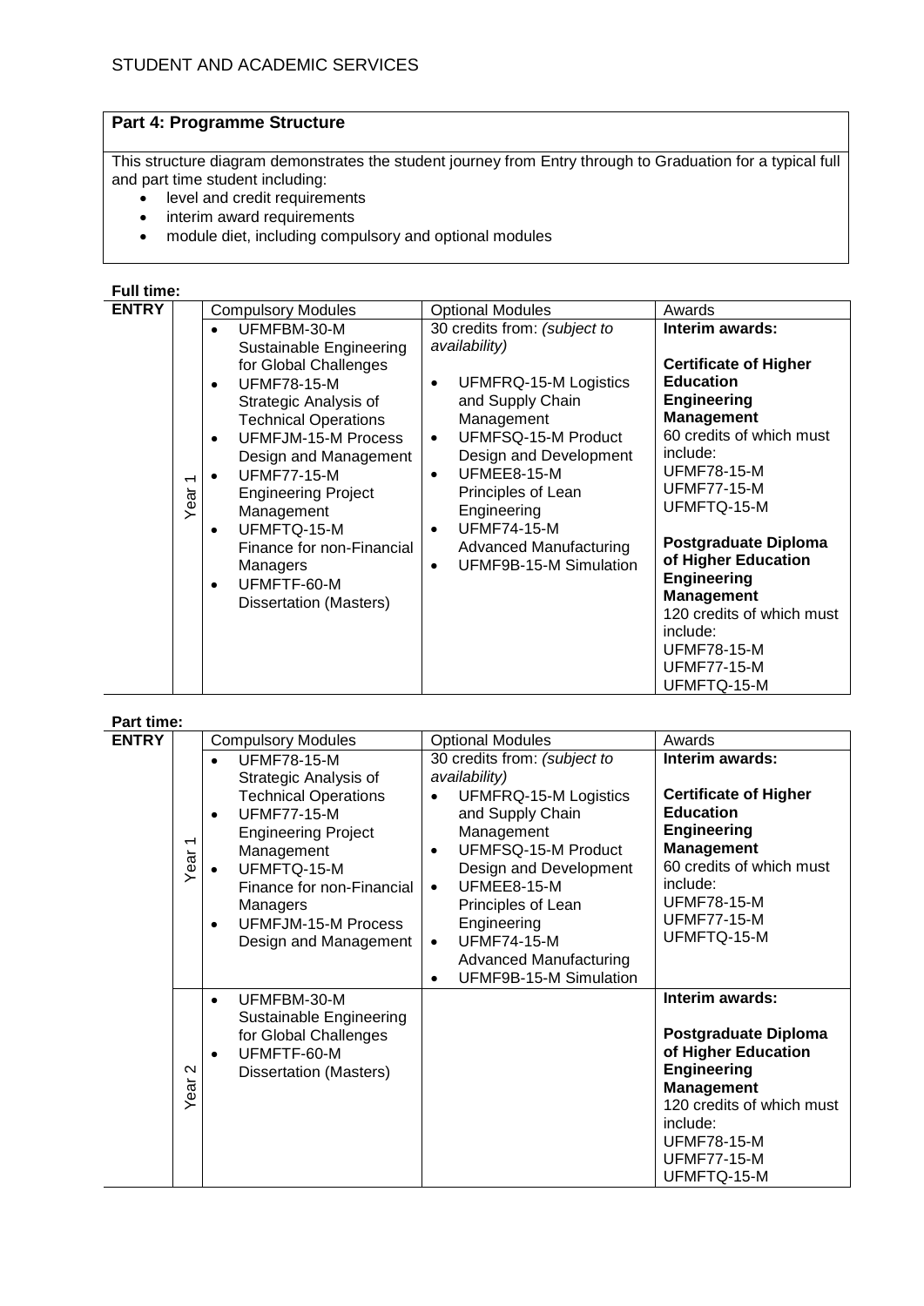## Part 4: Programme Structure

This structure diagram demonstrates the student journey from Entry through to Graduation for a typical full and part time student including:

- level and credit requirements
- interim award requirements
- module diet, including compulsory and optional modules

**Full time:**

| ENTRY | | Compulsory Modules | Optional Modules | Awards |
|---|---|---|---|---|
| | Year 1 | • UFMFBM-30-M Sustainable Engineering for Global Challenges<br>• UFMF78-15-M Strategic Analysis of Technical Operations<br>• UFMFJM-15-M Process Design and Management<br>• UFMF77-15-M Engineering Project Management<br>• UFMFTQ-15-M Finance for non-Financial Managers<br>• UFMFTF-60-M Dissertation (Masters) | 30 credits from: *(subject to availability)*<br>• UFMFRQ-15-M Logistics and Supply Chain Management<br>• UFMFSQ-15-M Product Design and Development<br>• UFMEE8-15-M Principles of Lean Engineering<br>• UFMF74-15-M Advanced Manufacturing<br>• UFMF9B-15-M Simulation | **Interim awards:**<br><br>**Certificate of Higher Education Engineering Management**<br>60 credits of which must include:<br>UFMF78-15-M<br>UFMF77-15-M<br>UFMFTQ-15-M<br><br>**Postgraduate Diploma of Higher Education Engineering Management**<br>120 credits of which must include:<br>UFMF78-15-M<br>UFMF77-15-M<br>UFMFTQ-15-M |

**Part time:**

| ENTRY | | Compulsory Modules | Optional Modules | Awards |
|---|---|---|---|---|
| | Year 1 | • UFMF78-15-M Strategic Analysis of Technical Operations<br>• UFMF77-15-M Engineering Project Management<br>• UFMFTQ-15-M Finance for non-Financial Managers<br>• UFMFJM-15-M Process Design and Management | 30 credits from: *(subject to availability)*<br>• UFMFRQ-15-M Logistics and Supply Chain Management<br>• UFMFSQ-15-M Product Design and Development<br>• UFMEE8-15-M Principles of Lean Engineering<br>• UFMF74-15-M Advanced Manufacturing<br>• UFMF9B-15-M Simulation | **Interim awards:**<br><br>**Certificate of Higher Education Engineering Management**<br>60 credits of which must include:<br>UFMF78-15-M<br>UFMF77-15-M<br>UFMFTQ-15-M |
| | Year 2 | • UFMFBM-30-M Sustainable Engineering for Global Challenges<br>• UFMFTF-60-M Dissertation (Masters) | | **Interim awards:**<br><br>**Postgraduate Diploma of Higher Education Engineering Management**<br>120 credits of which must include:<br>UFMF78-15-M<br>UFMF77-15-M<br>UFMFTQ-15-M |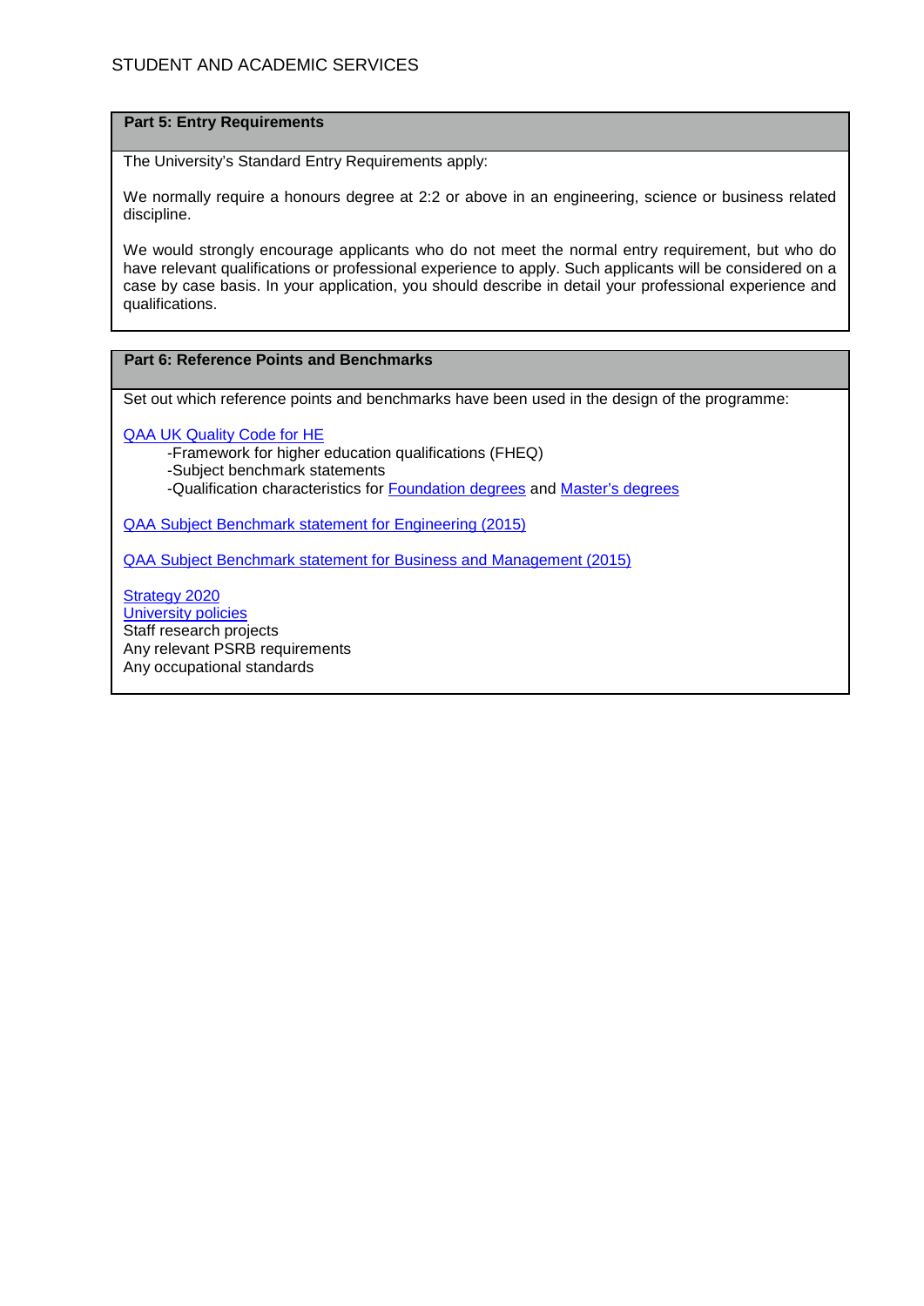## Part 5: Entry Requirements

The University's Standard Entry Requirements apply:

We normally require a honours degree at 2:2 or above in an engineering, science or business related discipline.

We would strongly encourage applicants who do not meet the normal entry requirement, but who do have relevant qualifications or professional experience to apply. Such applicants will be considered on a case by case basis. In your application, you should describe in detail your professional experience and qualifications.

## Part 6: Reference Points and Benchmarks

Set out which reference points and benchmarks have been used in the design of the programme:

QAA UK Quality Code for HE

- -Framework for higher education qualifications (FHEQ)
- -Subject benchmark statements
- -Qualification characteristics for Foundation degrees and Master's degrees

QAA Subject Benchmark statement for Engineering (2015)

QAA Subject Benchmark statement for Business and Management (2015)

Strategy 2020
University policies
Staff research projects
Any relevant PSRB requirements
Any occupational standards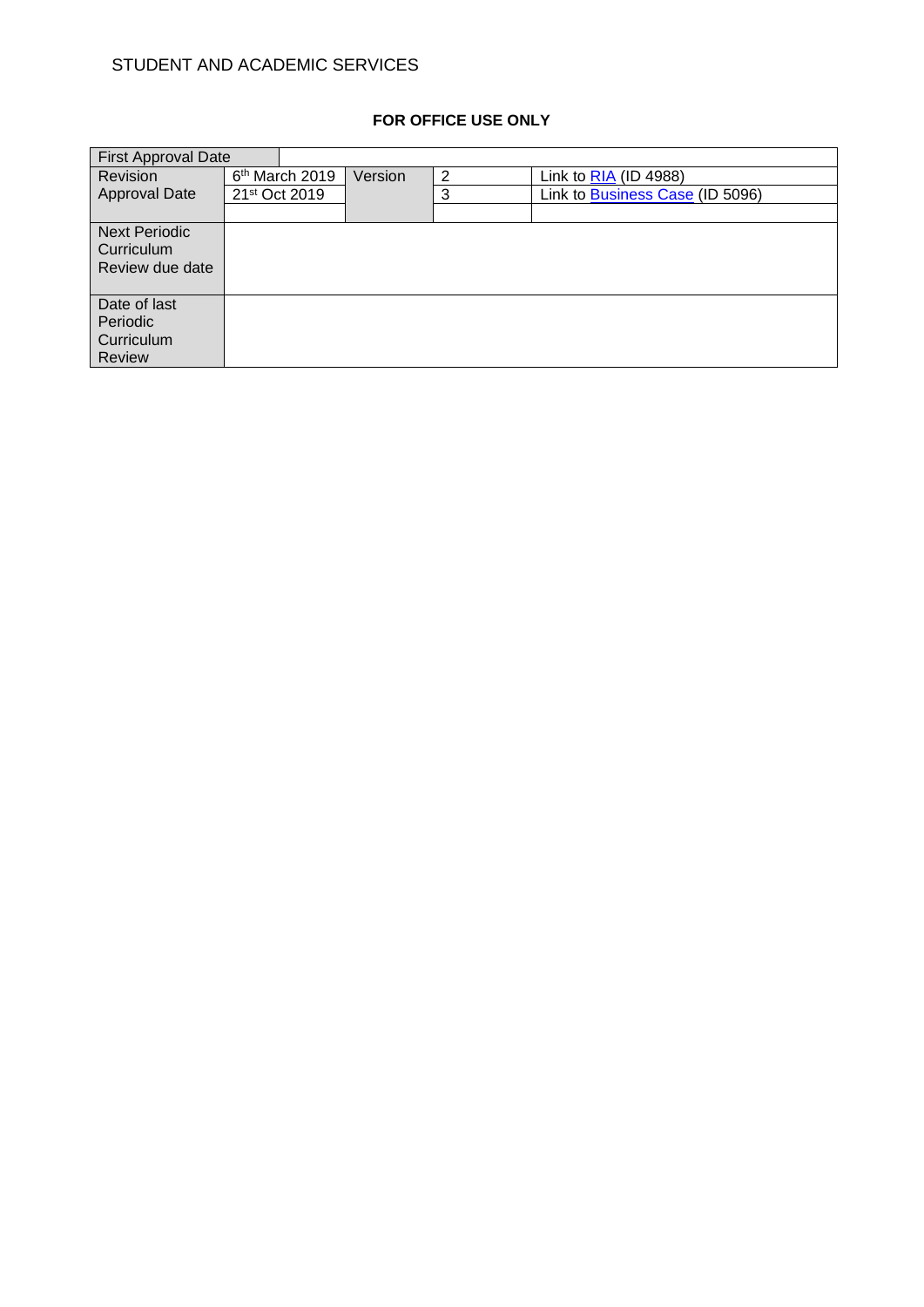STUDENT AND ACADEMIC SERVICES

**FOR OFFICE USE ONLY**

| | | | | |
|---|---|---|---|---|
| First Approval Date | | | | |
| Revision Approval Date | 6th March 2019 | Version | 2 | Link to RIA (ID 4988) |
| | 21st Oct 2019 | | 3 | Link to Business Case (ID 5096) |
| | | | | |
| Next Periodic Curriculum Review due date | | | | |
| Date of last Periodic Curriculum Review | | | | |